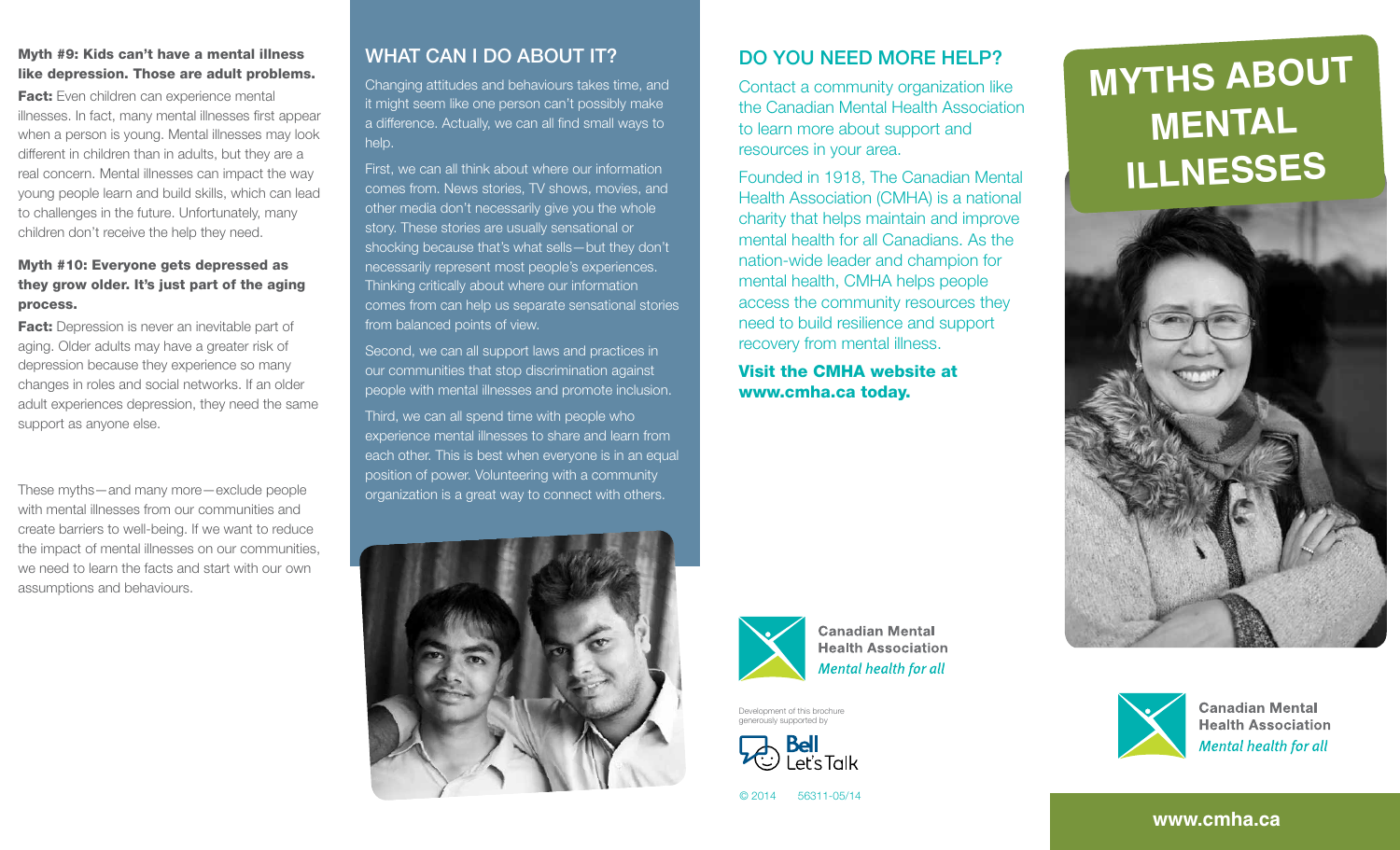**Myth #9: Kids can't have a mental illness like depression. Those are adult problems.**

**Fact:** Even children can experience mental illnesses. In fact, many mental illnesses first appear when a person is young. Mental illnesses may look different in children than in adults, but they are a real concern. Mental illnesses can impact the way young people learn and build skills, which can lead to challenges in the future. Unfortunately, many children don't receive the help they need.

**Myth #10: Everyone gets depressed as they grow older. It's just part of the aging process.**

**Fact:** Depression is never an inevitable part of aging. Older adults may have a greater risk of depression because they experience so many changes in roles and social networks. If an older adult experiences depression, they need the same support as anyone else.

These myths—and many more—exclude people with mental illnesses from our communities and create barriers to well-being. If we want to reduce the impact of mental illnesses on our communities, we need to learn the facts and start with our own assumptions and behaviours.

## WHAT CAN I DO ABOUT IT?

Changing attitudes and behaviours takes time, and it might seem like one person can't possibly make a difference. Actually, we can all find small ways to help.

First, we can all think about where our information comes from. News stories, TV shows, movies, and other media don't necessarily give you the whole story. These stories are usually sensational or shocking because that's what sells—but they don't necessarily represent most people's experiences. Thinking critically about where our information comes from can help us separate sensational stories from balanced points of view.

Second, we can all support laws and practices in our communities that stop discrimination against people with mental illnesses and promote inclusion.

Third, we can all spend time with people who experience mental illnesses to share and learn from each other. This is best when everyone is in an equal position of power. Volunteering with a community organization is a great way to connect with others.

## DO YOU NEED MORE HELP?

Contact a community organization like the Canadian Mental Health Association to learn more about support and resources in your area.

Founded in 1918, The Canadian Mental Health Association (CMHA) is a national charity that helps maintain and improve mental health for all Canadians. As the nation-wide leader and champion for mental health, CMHA helps people access the community resources they need to build resilience and support recovery from mental illness.

**Visit the CMHA website at www.cmha.ca today.**

Canadian Mental Health Association
*Mental health for all*

Development of this brochure generously supported by

Bell Let's Talk

© 2014 56311-05/14

# MYTHS ABOUT MENTAL ILLNESSES

Canadian Mental Health Association
*Mental health for all*

**www.cmha.ca**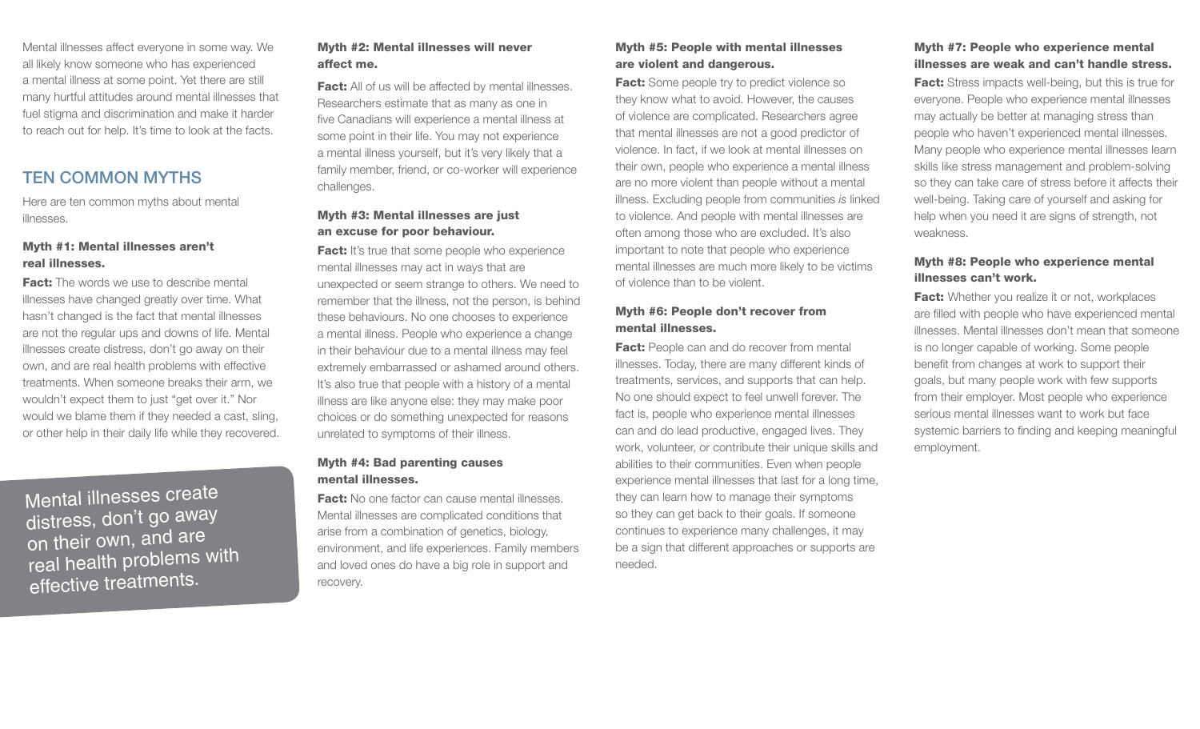Mental illnesses affect everyone in some way. We all likely know someone who has experienced a mental illness at some point. Yet there are still many hurtful attitudes around mental illnesses that fuel stigma and discrimination and make it harder to reach out for help. It's time to look at the facts.

## TEN COMMON MYTHS

Here are ten common myths about mental illnesses.

### Myth #1: Mental illnesses aren't real illnesses.

**Fact:** The words we use to describe mental illnesses have changed greatly over time. What hasn't changed is the fact that mental illnesses are not the regular ups and downs of life. Mental illnesses create distress, don't go away on their own, and are real health problems with effective treatments. When someone breaks their arm, we wouldn't expect them to just "get over it." Nor would we blame them if they needed a cast, sling, or other help in their daily life while they recovered.

> Mental illnesses create distress, don't go away on their own, and are real health problems with effective treatments.

### Myth #2: Mental illnesses will never affect me.

**Fact:** All of us will be affected by mental illnesses. Researchers estimate that as many as one in five Canadians will experience a mental illness at some point in their life. You may not experience a mental illness yourself, but it's very likely that a family member, friend, or co-worker will experience challenges.

### Myth #3: Mental illnesses are just an excuse for poor behaviour.

**Fact:** It's true that some people who experience mental illnesses may act in ways that are unexpected or seem strange to others. We need to remember that the illness, not the person, is behind these behaviours. No one chooses to experience a mental illness. People who experience a change in their behaviour due to a mental illness may feel extremely embarrassed or ashamed around others. It's also true that people with a history of a mental illness are like anyone else: they may make poor choices or do something unexpected for reasons unrelated to symptoms of their illness.

### Myth #4: Bad parenting causes mental illnesses.

**Fact:** No one factor can cause mental illnesses. Mental illnesses are complicated conditions that arise from a combination of genetics, biology, environment, and life experiences. Family members and loved ones do have a big role in support and recovery.

### Myth #5: People with mental illnesses are violent and dangerous.

**Fact:** Some people try to predict violence so they know what to avoid. However, the causes of violence are complicated. Researchers agree that mental illnesses are not a good predictor of violence. In fact, if we look at mental illnesses on their own, people who experience a mental illness are no more violent than people without a mental illness. Excluding people from communities *is* linked to violence. And people with mental illnesses are often among those who are excluded. It's also important to note that people who experience mental illnesses are much more likely to be victims of violence than to be violent.

### Myth #6: People don't recover from mental illnesses.

**Fact:** People can and do recover from mental illnesses. Today, there are many different kinds of treatments, services, and supports that can help. No one should expect to feel unwell forever. The fact is, people who experience mental illnesses can and do lead productive, engaged lives. They work, volunteer, or contribute their unique skills and abilities to their communities. Even when people experience mental illnesses that last for a long time, they can learn how to manage their symptoms so they can get back to their goals. If someone continues to experience many challenges, it may be a sign that different approaches or supports are needed.

### Myth #7: People who experience mental illnesses are weak and can't handle stress.

**Fact:** Stress impacts well-being, but this is true for everyone. People who experience mental illnesses may actually be better at managing stress than people who haven't experienced mental illnesses. Many people who experience mental illnesses learn skills like stress management and problem-solving so they can take care of stress before it affects their well-being. Taking care of yourself and asking for help when you need it are signs of strength, not weakness.

### Myth #8: People who experience mental illnesses can't work.

**Fact:** Whether you realize it or not, workplaces are filled with people who have experienced mental illnesses. Mental illnesses don't mean that someone is no longer capable of working. Some people benefit from changes at work to support their goals, but many people work with few supports from their employer. Most people who experience serious mental illnesses want to work but face systemic barriers to finding and keeping meaningful employment.